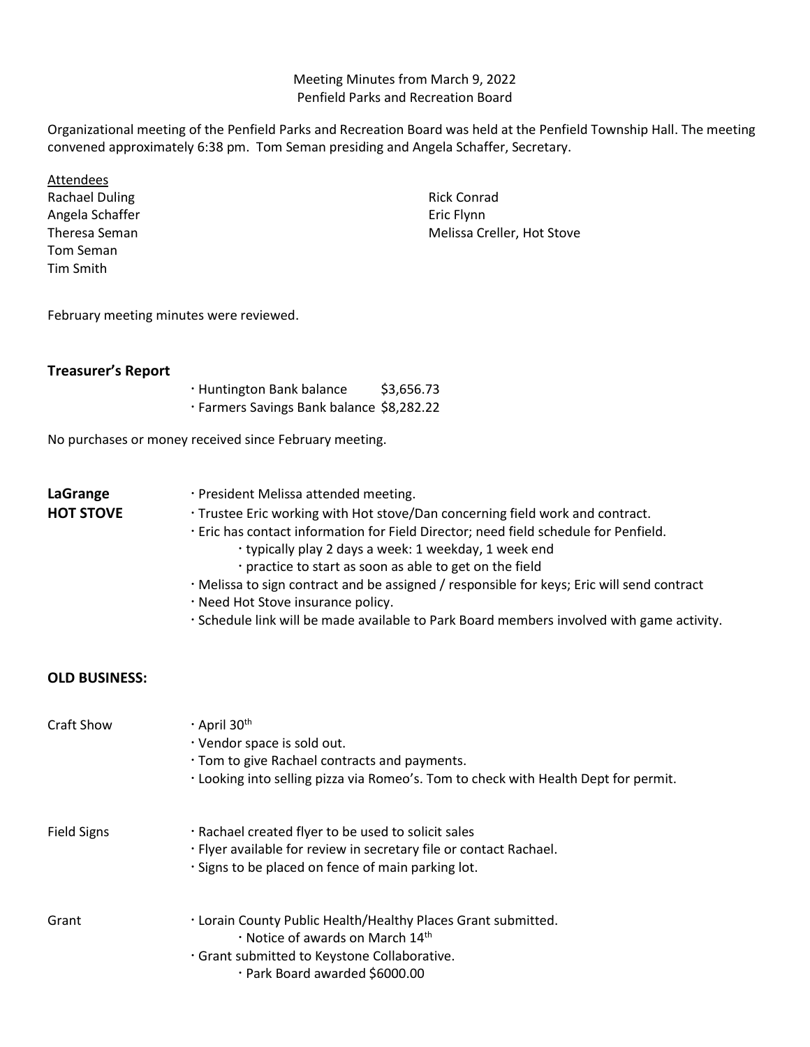Meeting Minutes from March 9, 2022
Penfield Parks and Recreation Board

Organizational meeting of the Penfield Parks and Recreation Board was held at the Penfield Township Hall. The meeting convened approximately 6:38 pm. Tom Seman presiding and Angela Schaffer, Secretary.

Attendees

Rachael Duling
Angela Schaffer
Theresa Seman
Tom Seman
Tim Smith
Rick Conrad
Eric Flynn
Melissa Creller, Hot Stove

February meeting minutes were reviewed.

**Treasurer's Report**

- Huntington Bank balance $3,656.73
- Farmers Savings Bank balance $8,282.22

No purchases or money received since February meeting.

**LaGrange HOT STOVE**

- President Melissa attended meeting.
- Trustee Eric working with Hot stove/Dan concerning field work and contract.
- Eric has contact information for Field Director; need field schedule for Penfield.
  - typically play 2 days a week: 1 weekday, 1 week end
  - practice to start as soon as able to get on the field
- Melissa to sign contract and be assigned / responsible for keys; Eric will send contract
- Need Hot Stove insurance policy.
- Schedule link will be made available to Park Board members involved with game activity.

**OLD BUSINESS:**

Craft Show

- April 30th
- Vendor space is sold out.
- Tom to give Rachael contracts and payments.
- Looking into selling pizza via Romeo's. Tom to check with Health Dept for permit.

Field Signs

- Rachael created flyer to be used to solicit sales
- Flyer available for review in secretary file or contact Rachael.
- Signs to be placed on fence of main parking lot.

Grant

- Lorain County Public Health/Healthy Places Grant submitted.
  - Notice of awards on March 14th
- Grant submitted to Keystone Collaborative.
  - Park Board awarded $6000.00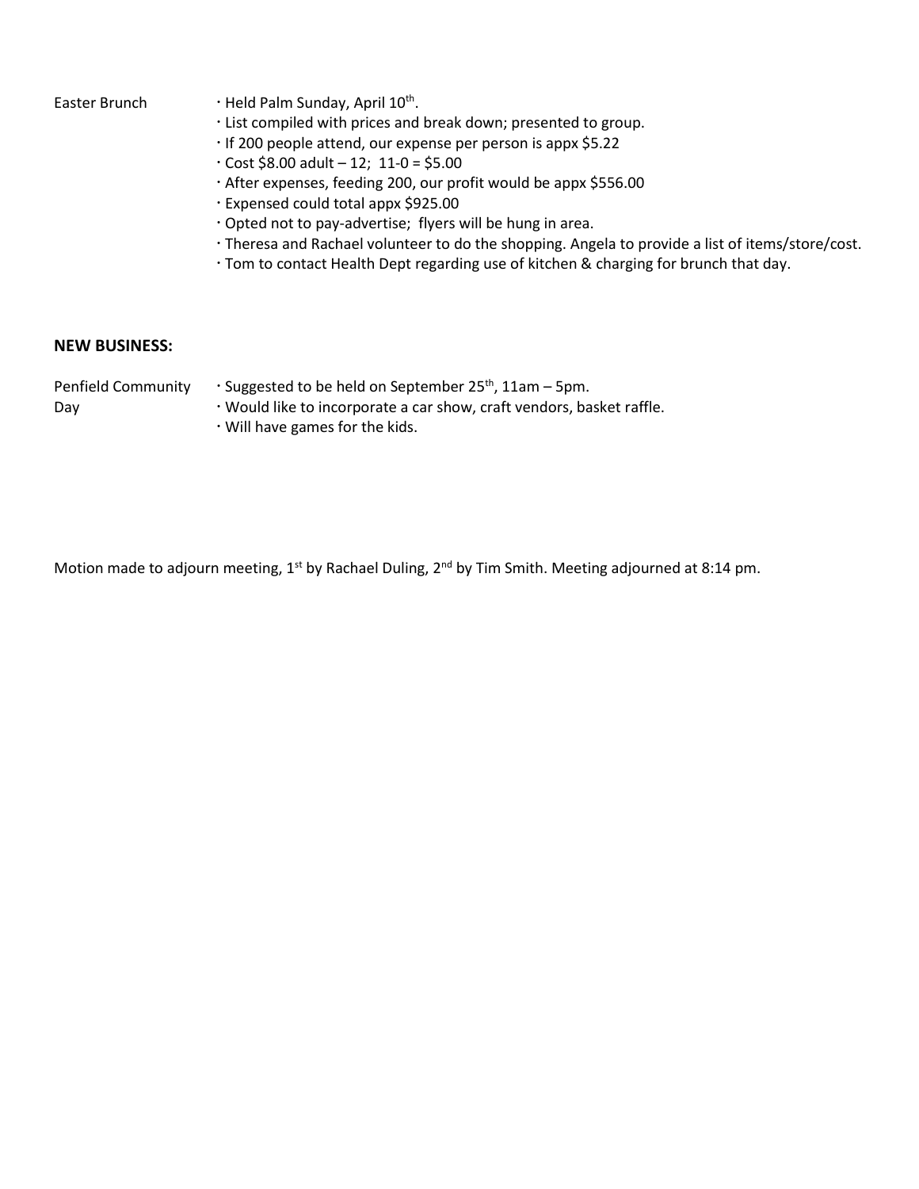Easter Brunch

- Held Palm Sunday, April 10th.
- List compiled with prices and break down; presented to group.
- If 200 people attend, our expense per person is appx $5.22
- Cost $8.00 adult – 12; 11-0 = $5.00
- After expenses, feeding 200, our profit would be appx $556.00
- Expensed could total appx $925.00
- Opted not to pay-advertise; flyers will be hung in area.
- Theresa and Rachael volunteer to do the shopping. Angela to provide a list of items/store/cost.
- Tom to contact Health Dept regarding use of kitchen & charging for brunch that day.

**NEW BUSINESS:**

Penfield Community Day

- Suggested to be held on September 25th, 11am – 5pm.
- Would like to incorporate a car show, craft vendors, basket raffle.
- Will have games for the kids.

Motion made to adjourn meeting, 1st by Rachael Duling, 2nd by Tim Smith. Meeting adjourned at 8:14 pm.